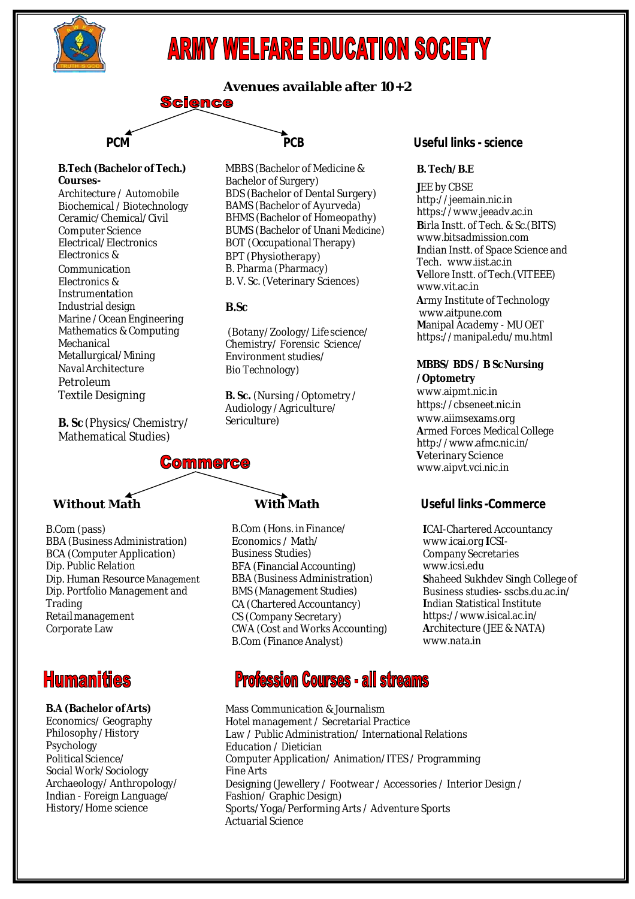# ARMY WELFARE EDUCATION SOCIETY

## Avenues available after 10+2

## Science

### PCM

**B.Tech (Bachelor of Tech.) Courses-**

Architecture / Automobile
Biochemical / Biotechnology
Ceramic/Chemical/Civil
Computer Science
Electrical/Electronics
Electronics & Communication
Electronics & Instrumentation
Industrial design
Marine / Ocean Engineering
Mathematics & Computing
Mechanical
Metallurgical/Mining
Naval Architecture
Petroleum
Textile Designing

**B. Sc** (Physics/Chemistry/ Mathematical Studies)

### PCB

MBBS (Bachelor of Medicine & Bachelor of Surgery)
BDS (Bachelor of Dental Surgery)
BAMS (Bachelor of Ayurveda)
BHMS (Bachelor of Homeopathy)
BUMS (Bachelor of Unani Medicine)
BOT (Occupational Therapy)
BPT (Physiotherapy)
B. Pharma (Pharmacy)
B. V. Sc. (Veterinary Sciences)

**B.Sc**

(Botany/Zoology/Life science/ Chemistry/ Forensic Science/ Environment studies/ Bio Technology)

**B. Sc.** (Nursing / Optometry / Audiology / Agriculture/ Sericulture)

### Useful links - science

**B. Tech/ B.E**

**J**EE by CBSE
http://jeemain.nic.in
https://www.jeeadv.ac.in
**B**irla Instt. of Tech. & Sc.(BITS)
www.bitsadmission.com
**I**ndian Instt. of Space Science and Tech. www.iist.ac.in
**V**ellore Instt. of Tech.(VITEEE)
www.vit.ac.in
**A**rmy Institute of Technology
www.aitpune.com
**M**anipal Academy - MU OET
https://manipal.edu/mu.html

**MBBS/ BDS / B Sc Nursing /Optometry**

www.aipmt.nic.in
https://cbseneet.nic.in
www.aiimsexams.org
**A**rmed Forces Medical College
http://www.afmc.nic.in/
**V**eterinary Science
www.aipvt.vci.nic.in

## Commerce

### Without Math

B.Com (pass)
BBA (Business Administration)
BCA (Computer Application)
Dip. Public Relation
Dip. Human Resource Management
Dip. Portfolio Management and Trading
Retail management
Corporate Law

### With Math

B.Com (Hons. in Finance/ Economics / Math/ Business Studies)
BFA (Financial Accounting)
BBA (Business Administration)
BMS (Management Studies)
CA (Chartered Accountancy)
CS (Company Secretary)
CWA (Cost and Works Accounting)
B.Com (Finance Analyst)

### Useful links -Commerce

**I**CAI-Chartered Accountancy
www.icai.org **I**CSI-
Company Secretaries
www.icsi.edu
**S**haheed Sukhdev Singh College of Business studies- sscbs.du.ac.in/
**I**ndian Statistical Institute
https://www.isical.ac.in/
**A**rchitecture (JEE & NATA)
www.nata.in

## Humanities

**B.A (Bachelor of Arts)**

Economics/ Geography
Philosophy / History
Psychology
Political Science/
Social Work/Sociology
Archaeology/ Anthropology/
Indian - Foreign Language/
History/Home science

## Profession Courses - all streams

Mass Communication & Journalism
Hotel management / Secretarial Practice
Law / Public Administration/ International Relations
Education / Dietician
Computer Application/ Animation/ITES / Programming
Fine Arts
Designing (Jewellery / Footwear / Accessories / Interior Design / Fashion/ Graphic Design)
Sports/Yoga/Performing Arts / Adventure Sports
Actuarial Science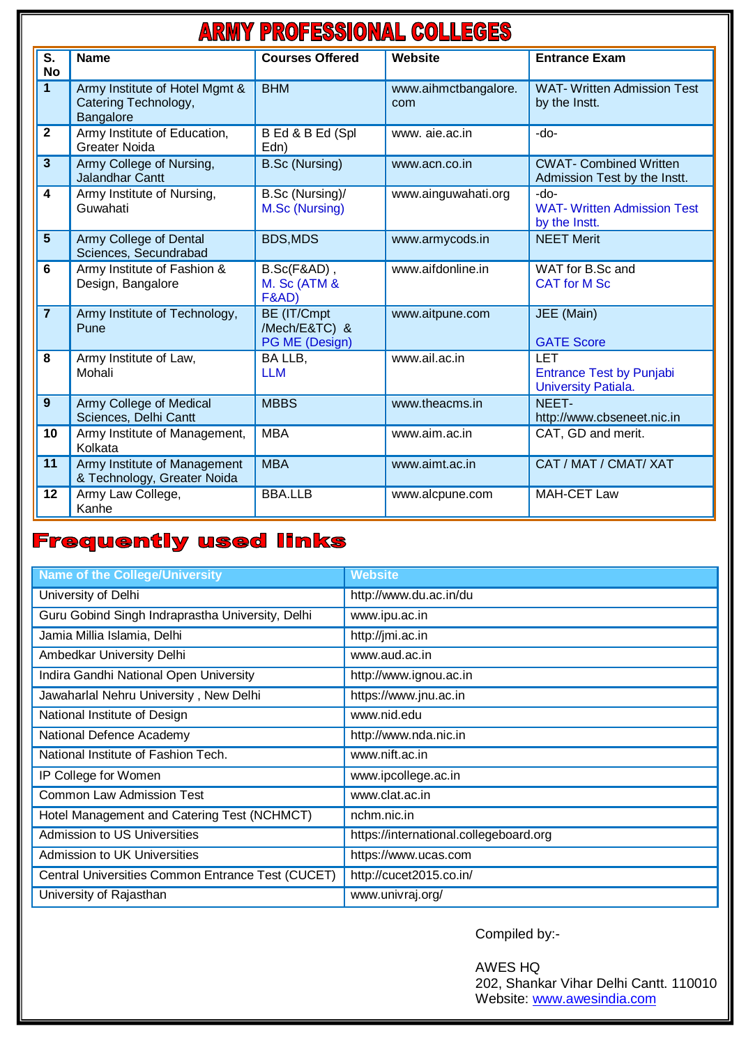# ARMY PROFESSIONAL COLLEGES

| S. No | Name | Courses Offered | Website | Entrance Exam |
|---|---|---|---|---|
| 1 | Army Institute of Hotel Mgmt & Catering Technology, Bangalore | BHM | www.aihmctbangalore.com | WAT- Written Admission Test by the Instt. |
| 2 | Army Institute of Education, Greater Noida | B Ed & B Ed (Spl Edn) | www. aie.ac.in | -do- |
| 3 | Army College of Nursing, Jalandhar Cantt | B.Sc (Nursing) | www.acn.co.in | CWAT- Combined Written Admission Test by the Instt. |
| 4 | Army Institute of Nursing, Guwahati | B.Sc (Nursing)/ M.Sc (Nursing) | www.ainguwahati.org | -do- WAT- Written Admission Test by the Instt. |
| 5 | Army College of Dental Sciences, Secundrabad | BDS,MDS | www.armycods.in | NEET Merit |
| 6 | Army Institute of Fashion & Design, Bangalore | B.Sc(F&AD) , M. Sc (ATM & F&AD) | www.aifdonline.in | WAT for B.Sc and CAT for M Sc |
| 7 | Army Institute of Technology, Pune | BE (IT/Cmpt /Mech/E&TC) & PG ME (Design) | www.aitpune.com | JEE (Main) GATE Score |
| 8 | Army Institute of Law, Mohali | BA LLB, LLM | www.ail.ac.in | LET Entrance Test by Punjabi University Patiala. |
| 9 | Army College of Medical Sciences, Delhi Cantt | MBBS | www.theacms.in | NEET- http://www.cbseneet.nic.in |
| 10 | Army Institute of Management, Kolkata | MBA | www.aim.ac.in | CAT, GD and merit. |
| 11 | Army Institute of Management & Technology, Greater Noida | MBA | www.aimt.ac.in | CAT / MAT / CMAT/ XAT |
| 12 | Army Law College, Kanhe | BBA.LLB | www.alcpune.com | MAH-CET Law |

# Frequently used links

| Name of the College/University | Website |
|---|---|
| University of Delhi | http://www.du.ac.in/du |
| Guru Gobind Singh Indraprastha University, Delhi | www.ipu.ac.in |
| Jamia Millia Islamia, Delhi | http://jmi.ac.in |
| Ambedkar University Delhi | www.aud.ac.in |
| Indira Gandhi National Open University | http://www.ignou.ac.in |
| Jawaharlal Nehru University , New Delhi | https://www.jnu.ac.in |
| National Institute of Design | www.nid.edu |
| National Defence Academy | http://www.nda.nic.in |
| National Institute of Fashion Tech. | www.nift.ac.in |
| IP College for Women | www.ipcollege.ac.in |
| Common Law Admission Test | www.clat.ac.in |
| Hotel Management and Catering Test (NCHMCT) | nchm.nic.in |
| Admission to US Universities | https://international.collegeboard.org |
| Admission to UK Universities | https://www.ucas.com |
| Central Universities Common Entrance Test (CUCET) | http://cucet2015.co.in/ |
| University of Rajasthan | www.univraj.org/ |

Compiled by:-

AWES HQ
202, Shankar Vihar Delhi Cantt. 110010
Website: www.awesindia.com